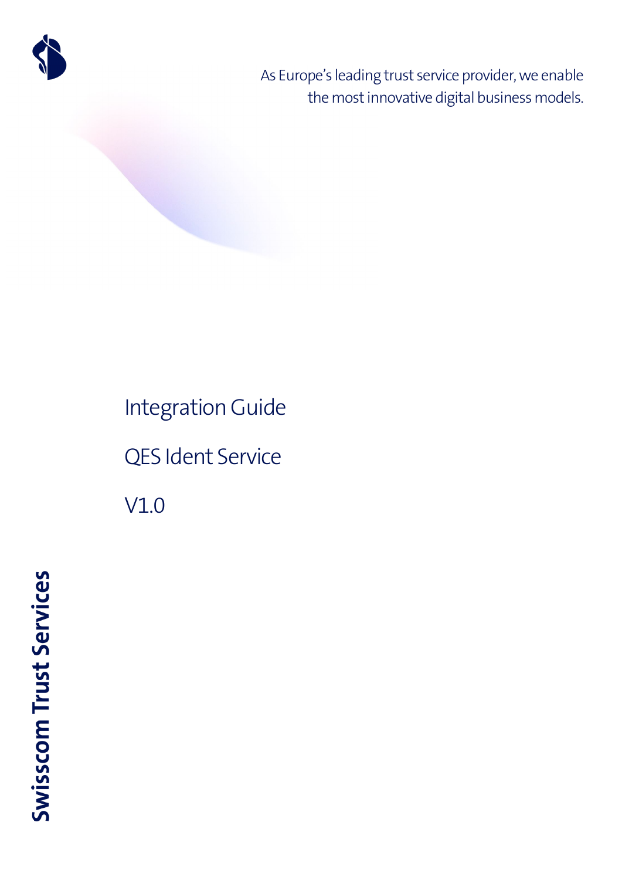As Europe's leading trust service provider, we enable the most innovative digital business models.

# Integration Guide

# QES Ident Service

V1.0

**Swisscom Trust Services**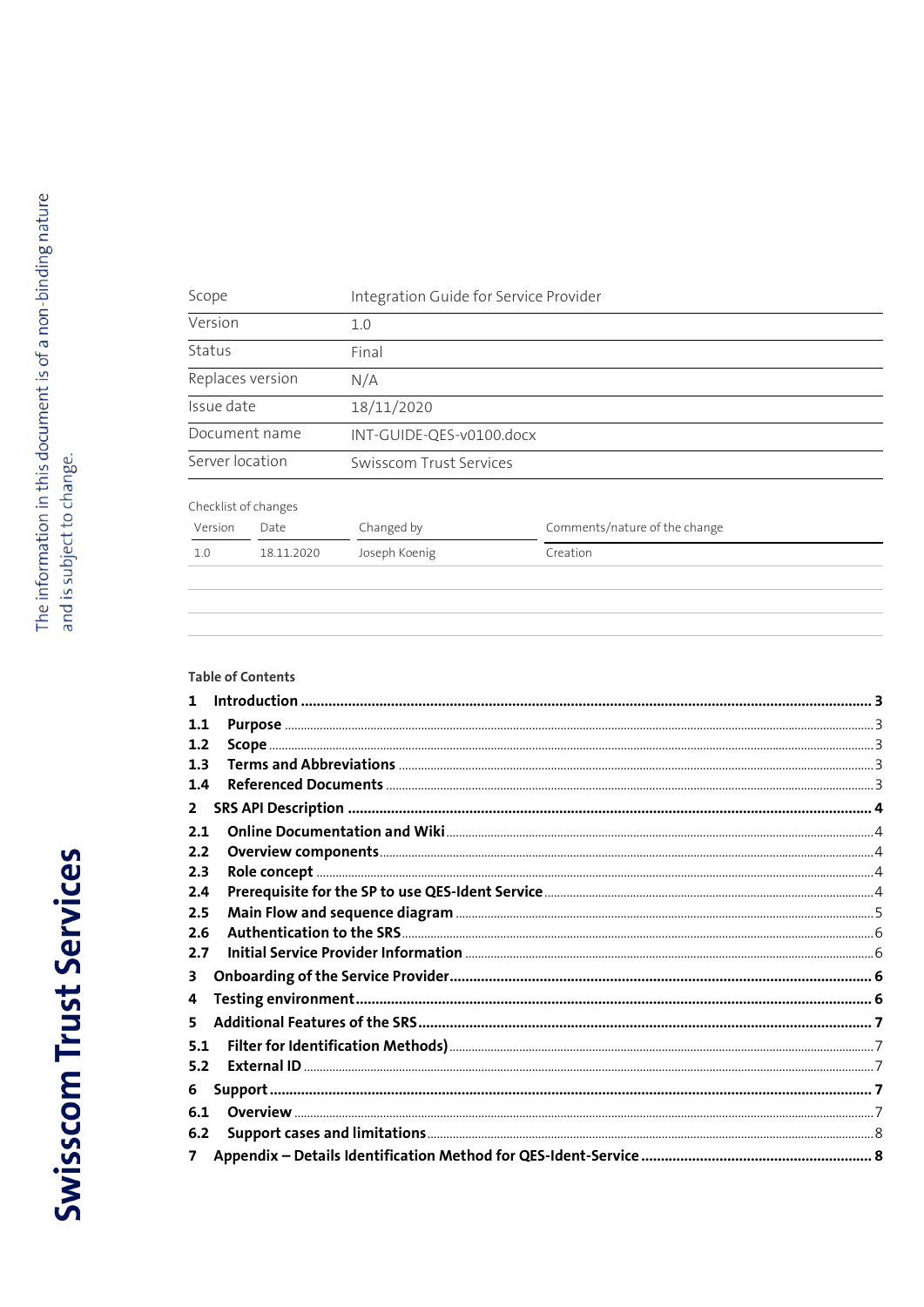| Scope | Integration Guide for Service Provider |
|---|---|
| Version | 1.0 |
| Status | Final |
| Replaces version | N/A |
| Issue date | 18/11/2020 |
| Document name | INT-GUIDE-QES-v0100.docx |
| Server location | Swisscom Trust Services |

Checklist of changes

| Version | Date | Changed by | Comments/nature of the change |
|---|---|---|---|
| 1.0 | 18.11.2020 | Joseph Koenig | Creation |
| | | | |
| | | | |
| | | | |

**Table of Contents**

**1 Introduction** ..... 3
- **1.1 Purpose** ..... 3
- **1.2 Scope** ..... 3
- **1.3 Terms and Abbreviations** ..... 3
- **1.4 Referenced Documents** ..... 3

**2 SRS API Description** ..... 4
- **2.1 Online Documentation and Wiki** ..... 4
- **2.2 Overview components** ..... 4
- **2.3 Role concept** ..... 4
- **2.4 Prerequisite for the SP to use QES-Ident Service** ..... 4
- **2.5 Main Flow and sequence diagram** ..... 5
- **2.6 Authentication to the SRS** ..... 6
- **2.7 Initial Service Provider Information** ..... 6

**3 Onboarding of the Service Provider** ..... 6

**4 Testing environment** ..... 6

**5 Additional Features of the SRS** ..... 7
- **5.1 Filter for Identification Methods)** ..... 7
- **5.2 External ID** ..... 7

**6 Support** ..... 7
- **6.1 Overview** ..... 7
- **6.2 Support cases and limitations** ..... 8

**7 Appendix – Details Identification Method for QES-Ident-Service** ..... 8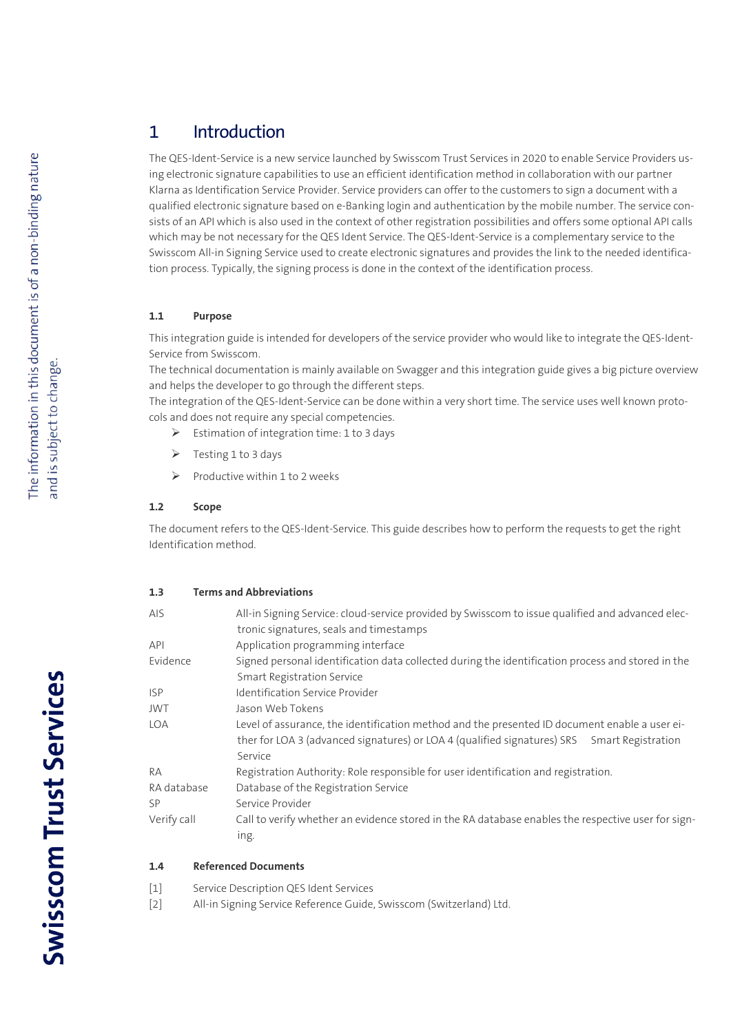# 1 Introduction

The QES-Ident-Service is a new service launched by Swisscom Trust Services in 2020 to enable Service Providers using electronic signature capabilities to use an efficient identification method in collaboration with our partner Klarna as Identification Service Provider. Service providers can offer to the customers to sign a document with a qualified electronic signature based on e-Banking login and authentication by the mobile number. The service consists of an API which is also used in the context of other registration possibilities and offers some optional API calls which may be not necessary for the QES Ident Service. The QES-Ident-Service is a complementary service to the Swisscom All-in Signing Service used to create electronic signatures and provides the link to the needed identification process. Typically, the signing process is done in the context of the identification process.

### 1.1 Purpose

This integration guide is intended for developers of the service provider who would like to integrate the QES-Ident-Service from Swisscom.
The technical documentation is mainly available on Swagger and this integration guide gives a big picture overview and helps the developer to go through the different steps.
The integration of the QES-Ident-Service can be done within a very short time. The service uses well known protocols and does not require any special competencies.

- Estimation of integration time: 1 to 3 days
- Testing 1 to 3 days
- Productive within 1 to 2 weeks

### 1.2 Scope

The document refers to the QES-Ident-Service. This guide describes how to perform the requests to get the right Identification method.

### 1.3 Terms and Abbreviations

| Term | Description |
|---|---|
| AIS | All-in Signing Service: cloud-service provided by Swisscom to issue qualified and advanced electronic signatures, seals and timestamps |
| API | Application programming interface |
| Evidence | Signed personal identification data collected during the identification process and stored in the Smart Registration Service |
| ISP | Identification Service Provider |
| JWT | Jason Web Tokens |
| LOA | Level of assurance, the identification method and the presented ID document enable a user either for LOA 3 (advanced signatures) or LOA 4 (qualified signatures) SRS Smart Registration Service |
| RA | Registration Authority: Role responsible for user identification and registration. |
| RA database | Database of the Registration Service |
| SP | Service Provider |
| Verify call | Call to verify whether an evidence stored in the RA database enables the respective user for signing. |

### 1.4 Referenced Documents

[1] Service Description QES Ident Services
[2] All-in Signing Service Reference Guide, Swisscom (Switzerland) Ltd.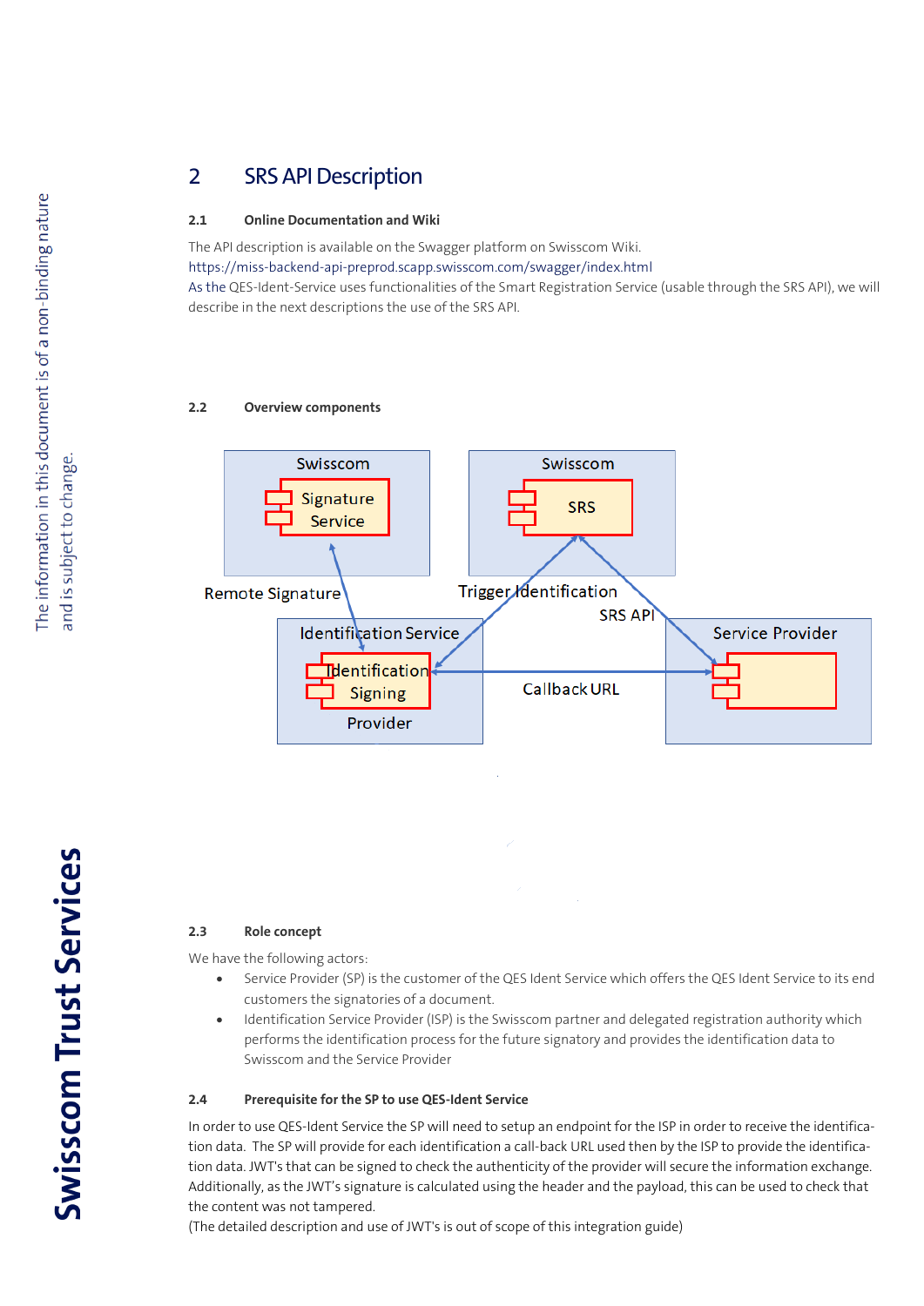## 2 SRS API Description

### 2.1 Online Documentation and Wiki

The API description is available on the Swagger platform on Swisscom Wiki.
https://miss-backend-api-preprod.scapp.swisscom.com/swagger/index.html
As the QES-Ident-Service uses functionalities of the Smart Registration Service (usable through the SRS API), we will describe in the next descriptions the use of the SRS API.

### 2.2 Overview components

### 2.3 Role concept

We have the following actors:

- Service Provider (SP) is the customer of the QES Ident Service which offers the QES Ident Service to its end customers the signatories of a document.
- Identification Service Provider (ISP) is the Swisscom partner and delegated registration authority which performs the identification process for the future signatory and provides the identification data to Swisscom and the Service Provider

### 2.4 Prerequisite for the SP to use QES-Ident Service

In order to use QES-Ident Service the SP will need to setup an endpoint for the ISP in order to receive the identification data. The SP will provide for each identification a call-back URL used then by the ISP to provide the identification data. JWT's that can be signed to check the authenticity of the provider will secure the information exchange. Additionally, as the JWT's signature is calculated using the header and the payload, this can be used to check that the content was not tampered.
(The detailed description and use of JWT's is out of scope of this integration guide)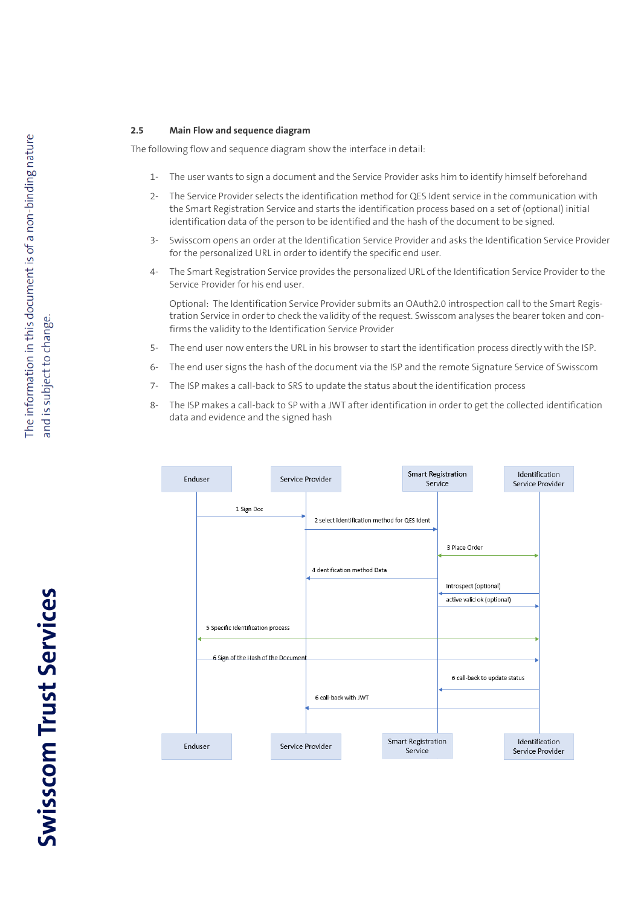## 2.5 Main Flow and sequence diagram

The following flow and sequence diagram show the interface in detail:

1- The user wants to sign a document and the Service Provider asks him to identify himself beforehand

2- The Service Provider selects the identification method for QES Ident service in the communication with the Smart Registration Service and starts the identification process based on a set of (optional) initial identification data of the person to be identified and the hash of the document to be signed.

3- Swisscom opens an order at the Identification Service Provider and asks the Identification Service Provider for the personalized URL in order to identify the specific end user.

4- The Smart Registration Service provides the personalized URL of the Identification Service Provider to the Service Provider for his end user.

Optional: The Identification Service Provider submits an OAuth2.0 introspection call to the Smart Registration Service in order to check the validity of the request. Swisscom analyses the bearer token and confirms the validity to the Identification Service Provider

5- The end user now enters the URL in his browser to start the identification process directly with the ISP.

6- The end user signs the hash of the document via the ISP and the remote Signature Service of Swisscom

7- The ISP makes a call-back to SRS to update the status about the identification process

8- The ISP makes a call-back to SP with a JWT after identification in order to get the collected identification data and evidence and the signed hash

Enduser | Service Provider | Smart Registration Service | Identification Service Provider

- 1 Sign Doc
- 2 select identification method for QES Ident
- 3 Place Order
- 4 dentification method Data
- Introspect (optional)
- active valid ok (optional)
- 5 Specific Identification process
- 6 Sign of the Hash of the Document
- 6 call-back to update status
- 6 call-back with JWT

Enduser | Service Provider | Smart Registration Service | Identification Service Provider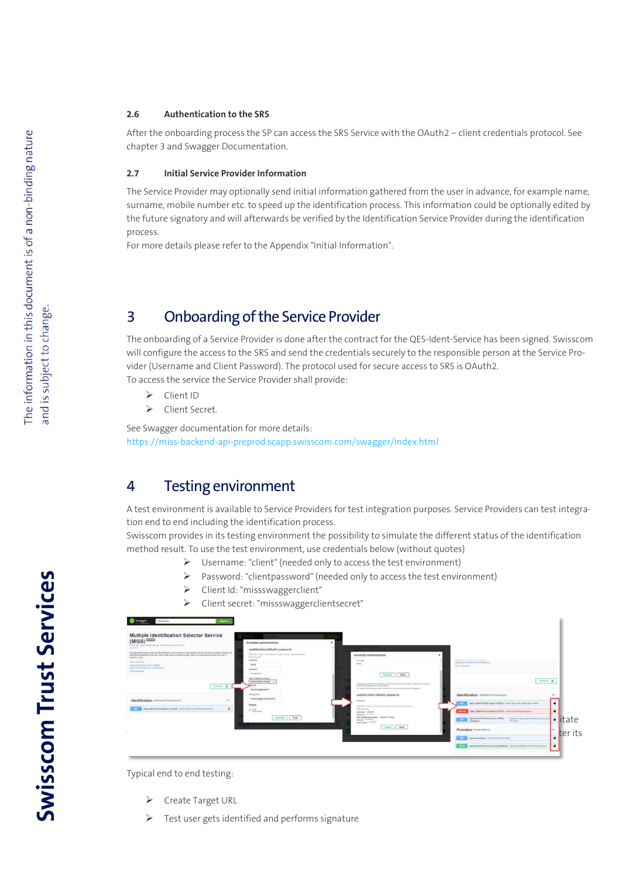### 2.6 Authentication to the SRS

After the onboarding process the SP can access the SRS Service with the OAuth2 – client credentials protocol. See chapter 3 and Swagger Documentation.

### 2.7 Initial Service Provider Information

The Service Provider may optionally send initial information gathered from the user in advance, for example name, surname, mobile number etc. to speed up the identification process. This information could be optionally edited by the future signatory and will afterwards be verified by the Identification Service Provider during the identification process.
For more details please refer to the Appendix "Initial Information".

## 3 Onboarding of the Service Provider

The onboarding of a Service Provider is done after the contract for the QES-Ident-Service has been signed. Swisscom will configure the access to the SRS and send the credentials securely to the responsible person at the Service Provider (Username and Client Password). The protocol used for secure access to SRS is OAuth2.
To access the service the Service Provider shall provide:

- Client ID
- Client Secret.

See Swagger documentation for more details:
https://miss-backend-api-preprod.scapp.swisscom.com/swagger/index.html

## 4 Testing environment

A test environment is available to Service Providers for test integration purposes. Service Providers can test integration end to end including the identification process.
Swisscom provides in its testing environment the possibility to simulate the different status of the identification method result. To use the test environment, use credentials below (without quotes)

- Username: "client" (needed only to access the test environment)
- Password: "clientpassword" (needed only to access the test environment)
- Client Id: "missswaggerclient"
- Client secret: "missswaggerclientsecret"

Typical end to end testing:

- Create Target URL
- Test user gets identified and performs signature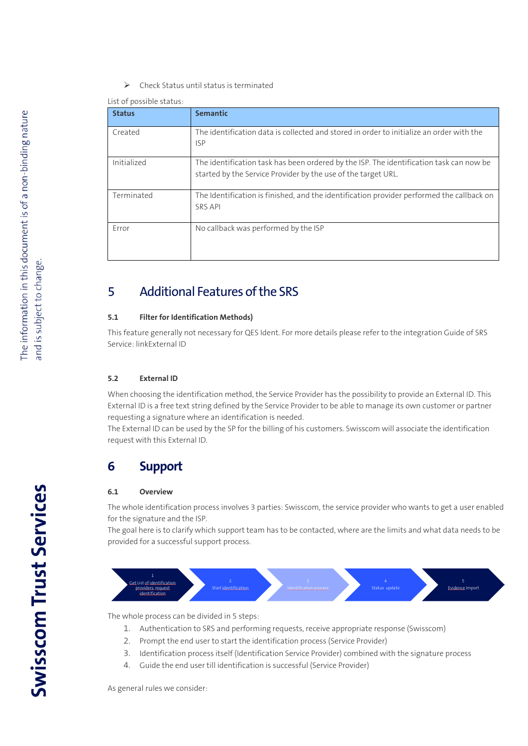➢ Check Status until status is terminated

List of possible status:

| Status | Semantic |
| --- | --- |
| Created | The identification data is collected and stored in order to initialize an order with the ISP |
| Initialized | The identification task has been ordered by the ISP. The identification task can now be started by the Service Provider by the use of the target URL. |
| Terminated | The Identification is finished, and the identification provider performed the callback on SRS API |
| Error | No callback was performed by the ISP |

# 5 Additional Features of the SRS

### 5.1 Filter for Identification Methods)

This feature generally not necessary for QES Ident. For more details please refer to the integration Guide of SRS Service: linkExternal ID

### 5.2 External ID

When choosing the identification method, the Service Provider has the possibility to provide an External ID. This External ID is a free text string defined by the Service Provider to be able to manage its own customer or partner requesting a signature where an identification is needed.
The External ID can be used by the SP for the billing of his customers. Swisscom will associate the identification request with this External ID.

# 6 Support

### 6.1 Overview

The whole identification process involves 3 parties: Swisscom, the service provider who wants to get a user enabled for the signature and the ISP.
The goal here is to clarify which support team has to be contacted, where are the limits and what data needs to be provided for a successful support process.

1 Get List of identification providers, request identification → 2 Start identification → 3 Identification process → 4 Status update → 5 Evidence Import

The whole process can be divided in 5 steps:

1. Authentication to SRS and performing requests, receive appropriate response (Swisscom)
2. Prompt the end user to start the identification process (Service Provider)
3. Identification process itself (Identification Service Provider) combined with the signature process
4. Guide the end user till identification is successful (Service Provider)

As general rules we consider: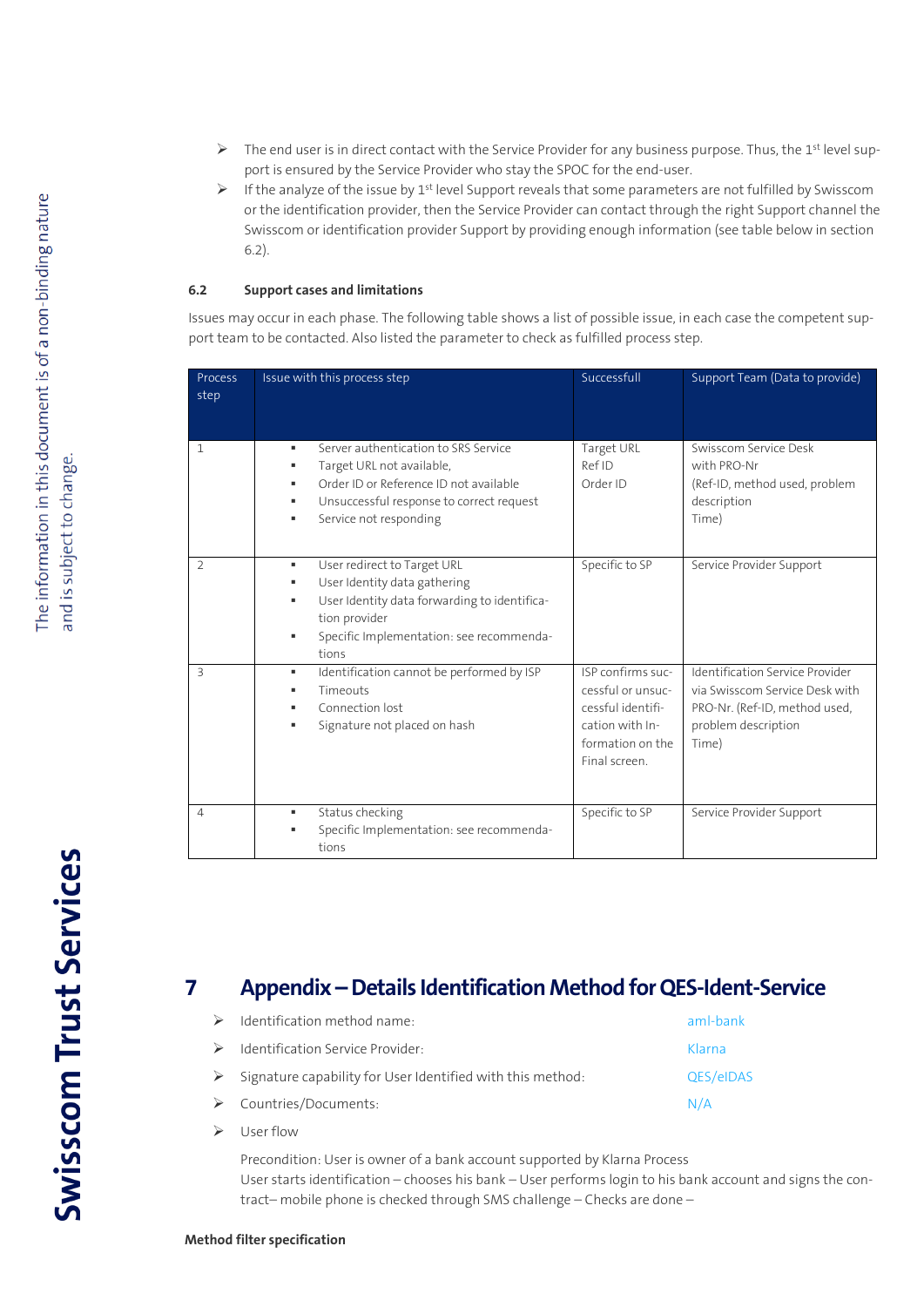- The end user is in direct contact with the Service Provider for any business purpose. Thus, the 1st level support is ensured by the Service Provider who stay the SPOC for the end-user.
- If the analyze of the issue by 1st level Support reveals that some parameters are not fulfilled by Swisscom or the identification provider, then the Service Provider can contact through the right Support channel the Swisscom or identification provider Support by providing enough information (see table below in section 6.2).

### 6.2 Support cases and limitations

Issues may occur in each phase. The following table shows a list of possible issue, in each case the competent support team to be contacted. Also listed the parameter to check as fulfilled process step.

| Process step | Issue with this process step | Successfull | Support Team (Data to provide) |
|---|---|---|---|
| 1 | ▪ Server authentication to SRS Service<br>▪ Target URL not available,<br>▪ Order ID or Reference ID not available<br>▪ Unsuccessful response to correct request<br>▪ Service not responding | Target URL<br>Ref ID<br>Order ID | Swisscom Service Desk with PRO-Nr<br>(Ref-ID, method used, problem description<br>Time) |
| 2 | ▪ User redirect to Target URL<br>▪ User Identity data gathering<br>▪ User Identity data forwarding to identification provider<br>▪ Specific Implementation: see recommendations | Specific to SP | Service Provider Support |
| 3 | ▪ Identification cannot be performed by ISP<br>▪ Timeouts<br>▪ Connection lost<br>▪ Signature not placed on hash | ISP confirms successful or unsuccessful identification with Information on the Final screen. | Identification Service Provider via Swisscom Service Desk with PRO-Nr. (Ref-ID, method used, problem description<br>Time) |
| 4 | ▪ Status checking<br>▪ Specific Implementation: see recommendations | Specific to SP | Service Provider Support |

# 7 Appendix – Details Identification Method for QES-Ident-Service

- Identification method name: aml-bank
- Identification Service Provider: Klarna
- Signature capability for User Identified with this method: QES/eIDAS
- Countries/Documents: N/A
- User flow

  Precondition: User is owner of a bank account supported by Klarna Process
  User starts identification – chooses his bank – User performs login to his bank account and signs the contract– mobile phone is checked through SMS challenge – Checks are done –

**Method filter specification**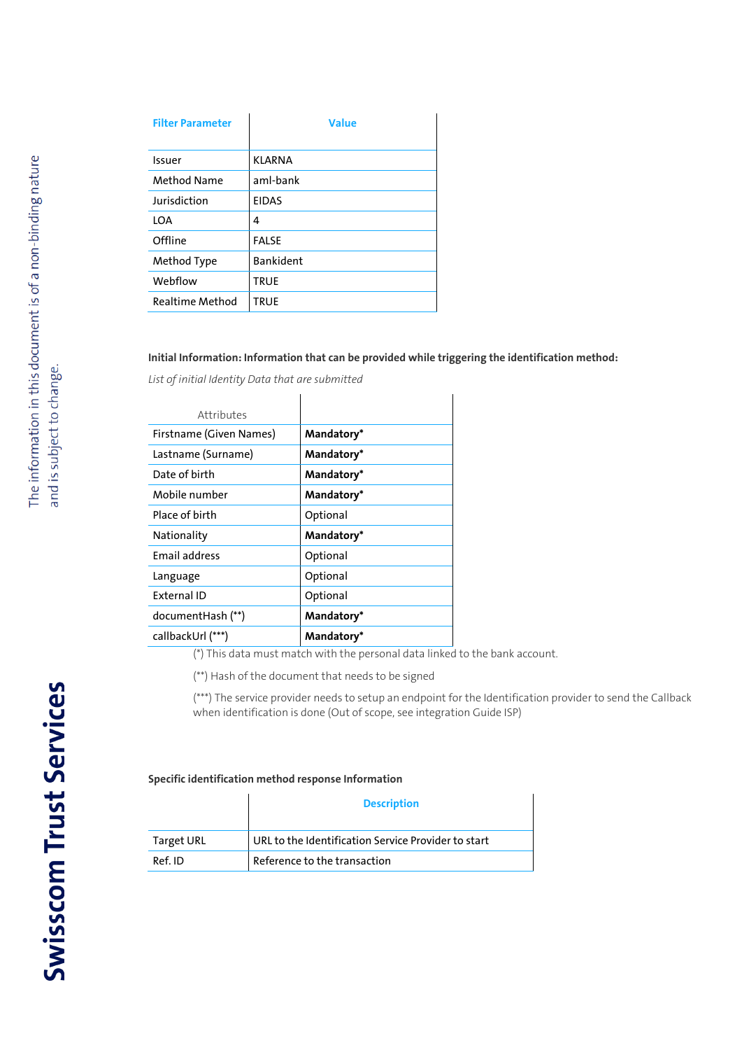| Filter Parameter | Value |
|---|---|
| Issuer | KLARNA |
| Method Name | aml-bank |
| Jurisdiction | EIDAS |
| LOA | 4 |
| Offline | FALSE |
| Method Type | Bankident |
| Webflow | TRUE |
| Realtime Method | TRUE |

**Initial Information: Information that can be provided while triggering the identification method:**

*List of initial Identity Data that are submitted*

| Attributes | |
|---|---|
| Firstname (Given Names) | **Mandatory*** |
| Lastname (Surname) | **Mandatory*** |
| Date of birth | **Mandatory*** |
| Mobile number | **Mandatory*** |
| Place of birth | Optional |
| Nationality | **Mandatory*** |
| Email address | Optional |
| Language | Optional |
| External ID | Optional |
| documentHash (**) | **Mandatory*** |
| callbackUrl (***) | **Mandatory*** |

(*) This data must match with the personal data linked to the bank account.

(**) Hash of the document that needs to be signed

(***) The service provider needs to setup an endpoint for the Identification provider to send the Callback when identification is done (Out of scope, see integration Guide ISP)

**Specific identification method response Information**

| | Description |
|---|---|
| Target URL | URL to the Identification Service Provider to start |
| Ref. ID | Reference to the transaction |